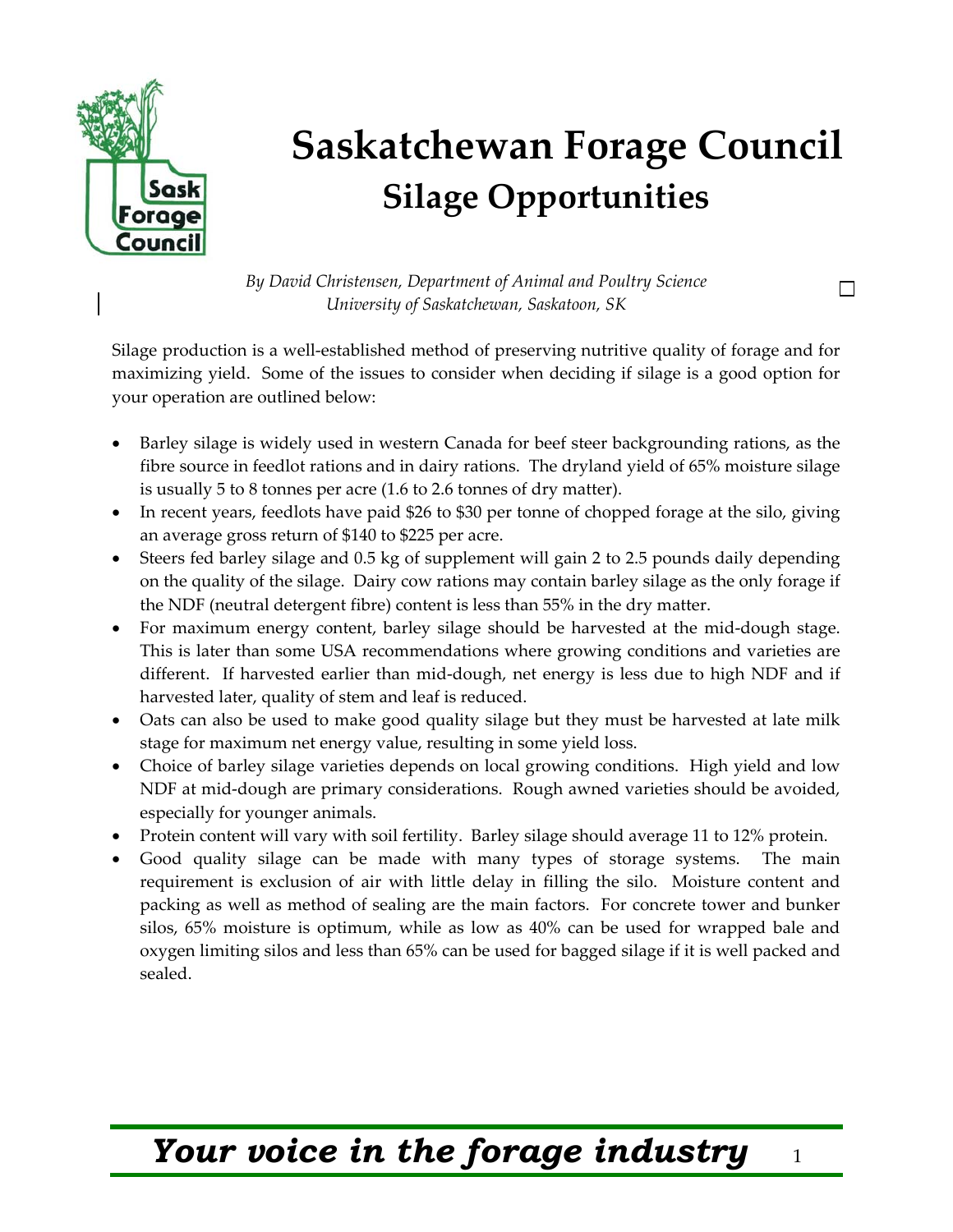# Saskatchewan Forage Council
## Silage Opportunities

*By David Christensen, Department of Animal and Poultry Science*
*University of Saskatchewan, Saskatoon, SK*

Silage production is a well-established method of preserving nutritive quality of forage and for maximizing yield. Some of the issues to consider when deciding if silage is a good option for your operation are outlined below:

- Barley silage is widely used in western Canada for beef steer backgrounding rations, as the fibre source in feedlot rations and in dairy rations. The dryland yield of 65% moisture silage is usually 5 to 8 tonnes per acre (1.6 to 2.6 tonnes of dry matter).
- In recent years, feedlots have paid $26 to $30 per tonne of chopped forage at the silo, giving an average gross return of $140 to $225 per acre.
- Steers fed barley silage and 0.5 kg of supplement will gain 2 to 2.5 pounds daily depending on the quality of the silage. Dairy cow rations may contain barley silage as the only forage if the NDF (neutral detergent fibre) content is less than 55% in the dry matter.
- For maximum energy content, barley silage should be harvested at the mid-dough stage. This is later than some USA recommendations where growing conditions and varieties are different. If harvested earlier than mid-dough, net energy is less due to high NDF and if harvested later, quality of stem and leaf is reduced.
- Oats can also be used to make good quality silage but they must be harvested at late milk stage for maximum net energy value, resulting in some yield loss.
- Choice of barley silage varieties depends on local growing conditions. High yield and low NDF at mid-dough are primary considerations. Rough awned varieties should be avoided, especially for younger animals.
- Protein content will vary with soil fertility. Barley silage should average 11 to 12% protein.
- Good quality silage can be made with many types of storage systems. The main requirement is exclusion of air with little delay in filling the silo. Moisture content and packing as well as method of sealing are the main factors. For concrete tower and bunker silos, 65% moisture is optimum, while as low as 40% can be used for wrapped bale and oxygen limiting silos and less than 65% can be used for bagged silage if it is well packed and sealed.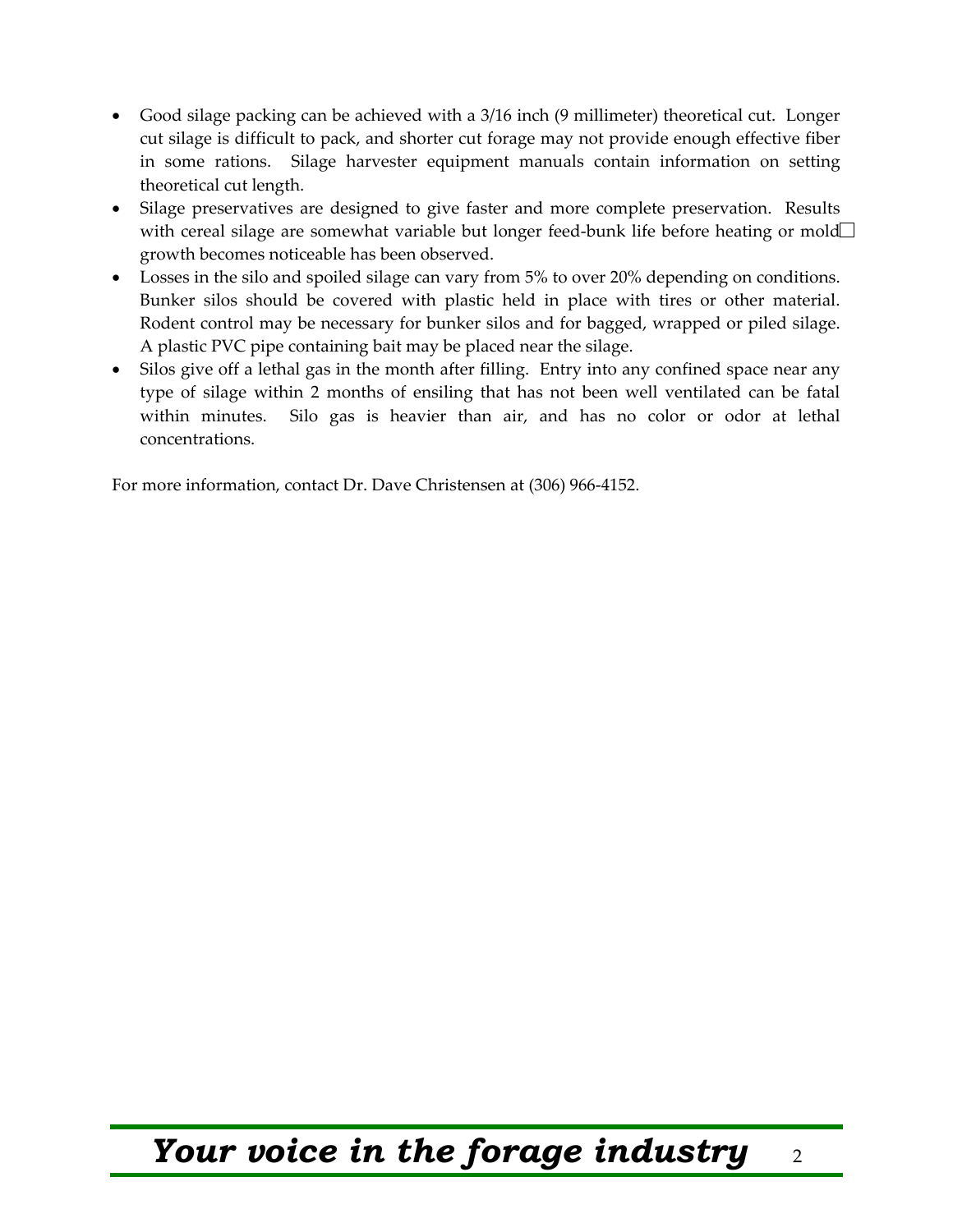- Good silage packing can be achieved with a 3/16 inch (9 millimeter) theoretical cut. Longer cut silage is difficult to pack, and shorter cut forage may not provide enough effective fiber in some rations. Silage harvester equipment manuals contain information on setting theoretical cut length.
- Silage preservatives are designed to give faster and more complete preservation. Results with cereal silage are somewhat variable but longer feed-bunk life before heating or mold growth becomes noticeable has been observed.
- Losses in the silo and spoiled silage can vary from 5% to over 20% depending on conditions. Bunker silos should be covered with plastic held in place with tires or other material. Rodent control may be necessary for bunker silos and for bagged, wrapped or piled silage. A plastic PVC pipe containing bait may be placed near the silage.
- Silos give off a lethal gas in the month after filling. Entry into any confined space near any type of silage within 2 months of ensiling that has not been well ventilated can be fatal within minutes. Silo gas is heavier than air, and has no color or odor at lethal concentrations.

For more information, contact Dr. Dave Christensen at (306) 966-4152.